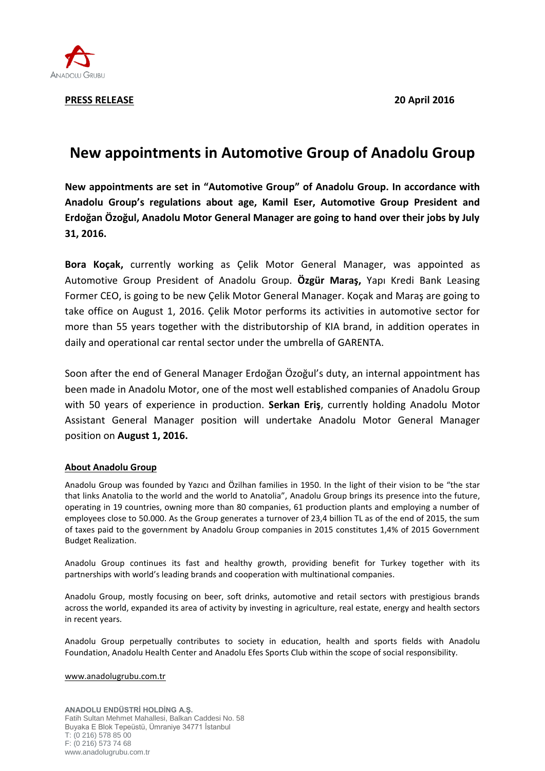ANADOLU GRUBU

**PRESS RELEASE** **20 April 2016**

# New appointments in Automotive Group of Anadolu Group

**New appointments are set in "Automotive Group" of Anadolu Group. In accordance with Anadolu Group's regulations about age, Kamil Eser, Automotive Group President and Erdoğan Özoğul, Anadolu Motor General Manager are going to hand over their jobs by July 31, 2016.**

**Bora Koçak,** currently working as Çelik Motor General Manager, was appointed as Automotive Group President of Anadolu Group. **Özgür Maraş,** Yapı Kredi Bank Leasing Former CEO, is going to be new Çelik Motor General Manager. Koçak and Maraş are going to take office on August 1, 2016. Çelik Motor performs its activities in automotive sector for more than 55 years together with the distributorship of KIA brand, in addition operates in daily and operational car rental sector under the umbrella of GARENTA.

Soon after the end of General Manager Erdoğan Özoğul's duty, an internal appointment has been made in Anadolu Motor, one of the most well established companies of Anadolu Group with 50 years of experience in production. **Serkan Eriş**, currently holding Anadolu Motor Assistant General Manager position will undertake Anadolu Motor General Manager position on **August 1, 2016.**

## About Anadolu Group

Anadolu Group was founded by Yazıcı and Özilhan families in 1950. In the light of their vision to be "the star that links Anatolia to the world and the world to Anatolia", Anadolu Group brings its presence into the future, operating in 19 countries, owning more than 80 companies, 61 production plants and employing a number of employees close to 50.000. As the Group generates a turnover of 23,4 billion TL as of the end of 2015, the sum of taxes paid to the government by Anadolu Group companies in 2015 constitutes 1,4% of 2015 Government Budget Realization.

Anadolu Group continues its fast and healthy growth, providing benefit for Turkey together with its partnerships with world's leading brands and cooperation with multinational companies.

Anadolu Group, mostly focusing on beer, soft drinks, automotive and retail sectors with prestigious brands across the world, expanded its area of activity by investing in agriculture, real estate, energy and health sectors in recent years.

Anadolu Group perpetually contributes to society in education, health and sports fields with Anadolu Foundation, Anadolu Health Center and Anadolu Efes Sports Club within the scope of social responsibility.

www.anadolugrubu.com.tr

**ANADOLU ENDÜSTRİ HOLDİNG A.Ş.**
Fatih Sultan Mehmet Mahallesi, Balkan Caddesi No. 58
Buyaka E Blok Tepeüstü, Ümraniye 34771 İstanbul
T: (0 216) 578 85 00
F: (0 216) 573 74 68
www.anadolugrubu.com.tr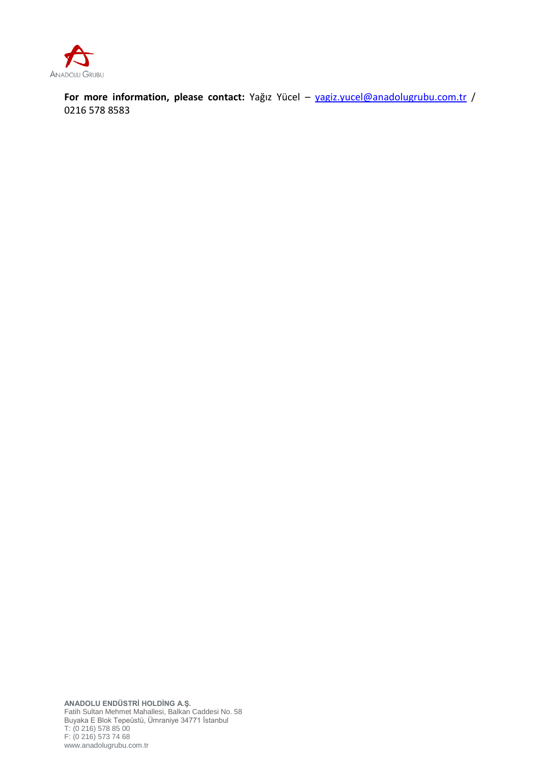**For more information, please contact:** Yağız Yücel – yagiz.yucel@anadolugrubu.com.tr / 0216 578 8583

**ANADOLU ENDÜSTRİ HOLDİNG A.Ş.**
Fatih Sultan Mehmet Mahallesi, Balkan Caddesi No. 58
Buyaka E Blok Tepeüstü, Ümraniye 34771 İstanbul
T: (0 216) 578 85 00
F: (0 216) 573 74 68
www.anadolugrubu.com.tr